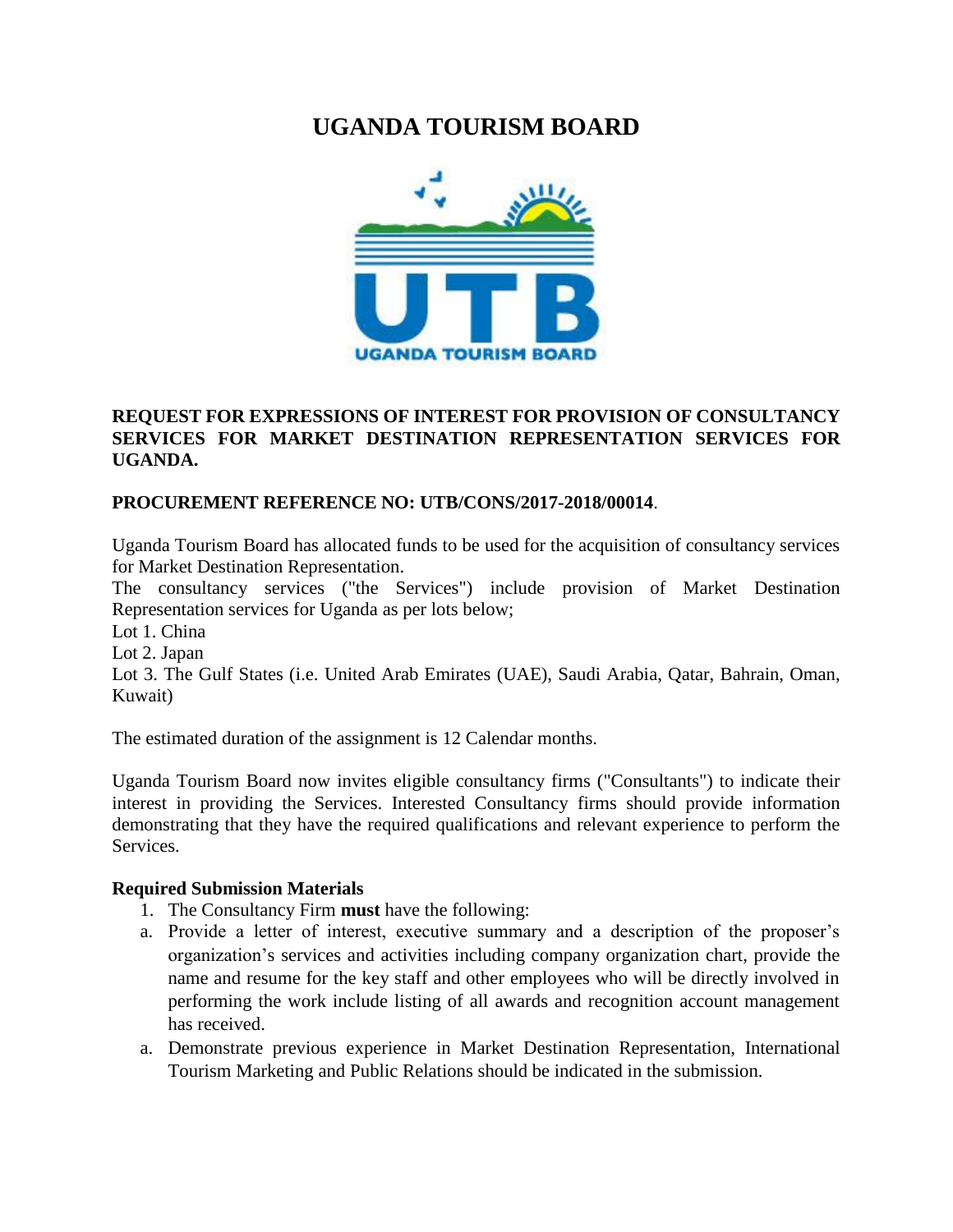# UGANDA TOURISM BOARD

**REQUEST FOR EXPRESSIONS OF INTEREST FOR PROVISION OF CONSULTANCY SERVICES FOR MARKET DESTINATION REPRESENTATION SERVICES FOR UGANDA.**

**PROCUREMENT REFERENCE NO: UTB/CONS/2017-2018/00014**.

Uganda Tourism Board has allocated funds to be used for the acquisition of consultancy services for Market Destination Representation.

The consultancy services ("the Services") include provision of Market Destination Representation services for Uganda as per lots below;

Lot 1. China

Lot 2. Japan

Lot 3. The Gulf States (i.e. United Arab Emirates (UAE), Saudi Arabia, Qatar, Bahrain, Oman, Kuwait)

The estimated duration of the assignment is 12 Calendar months.

Uganda Tourism Board now invites eligible consultancy firms ("Consultants") to indicate their interest in providing the Services. Interested Consultancy firms should provide information demonstrating that they have the required qualifications and relevant experience to perform the Services.

**Required Submission Materials**

1. The Consultancy Firm **must** have the following:

a. Provide a letter of interest, executive summary and a description of the proposer's organization's services and activities including company organization chart, provide the name and resume for the key staff and other employees who will be directly involved in performing the work include listing of all awards and recognition account management has received.

a. Demonstrate previous experience in Market Destination Representation, International Tourism Marketing and Public Relations should be indicated in the submission.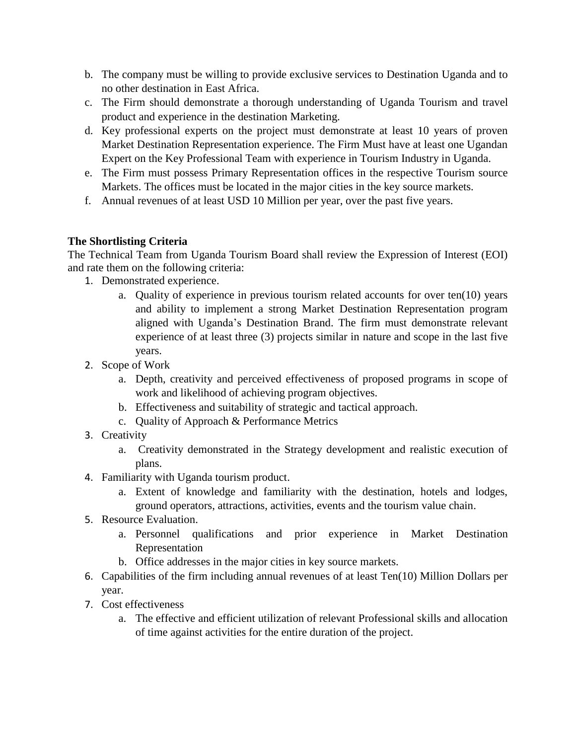b. The company must be willing to provide exclusive services to Destination Uganda and to no other destination in East Africa.
c. The Firm should demonstrate a thorough understanding of Uganda Tourism and travel product and experience in the destination Marketing.
d. Key professional experts on the project must demonstrate at least 10 years of proven Market Destination Representation experience. The Firm Must have at least one Ugandan Expert on the Key Professional Team with experience in Tourism Industry in Uganda.
e. The Firm must possess Primary Representation offices in the respective Tourism source Markets. The offices must be located in the major cities in the key source markets.
f. Annual revenues of at least USD 10 Million per year, over the past five years.

**The Shortlisting Criteria**

The Technical Team from Uganda Tourism Board shall review the Expression of Interest (EOI) and rate them on the following criteria:

1. Demonstrated experience.
    a. Quality of experience in previous tourism related accounts for over ten(10) years and ability to implement a strong Market Destination Representation program aligned with Uganda's Destination Brand. The firm must demonstrate relevant experience of at least three (3) projects similar in nature and scope in the last five years.
2. Scope of Work
    a. Depth, creativity and perceived effectiveness of proposed programs in scope of work and likelihood of achieving program objectives.
    b. Effectiveness and suitability of strategic and tactical approach.
    c. Quality of Approach & Performance Metrics
3. Creativity
    a. Creativity demonstrated in the Strategy development and realistic execution of plans.
4. Familiarity with Uganda tourism product.
    a. Extent of knowledge and familiarity with the destination, hotels and lodges, ground operators, attractions, activities, events and the tourism value chain.
5. Resource Evaluation.
    a. Personnel qualifications and prior experience in Market Destination Representation
    b. Office addresses in the major cities in key source markets.
6. Capabilities of the firm including annual revenues of at least Ten(10) Million Dollars per year.
7. Cost effectiveness
    a. The effective and efficient utilization of relevant Professional skills and allocation of time against activities for the entire duration of the project.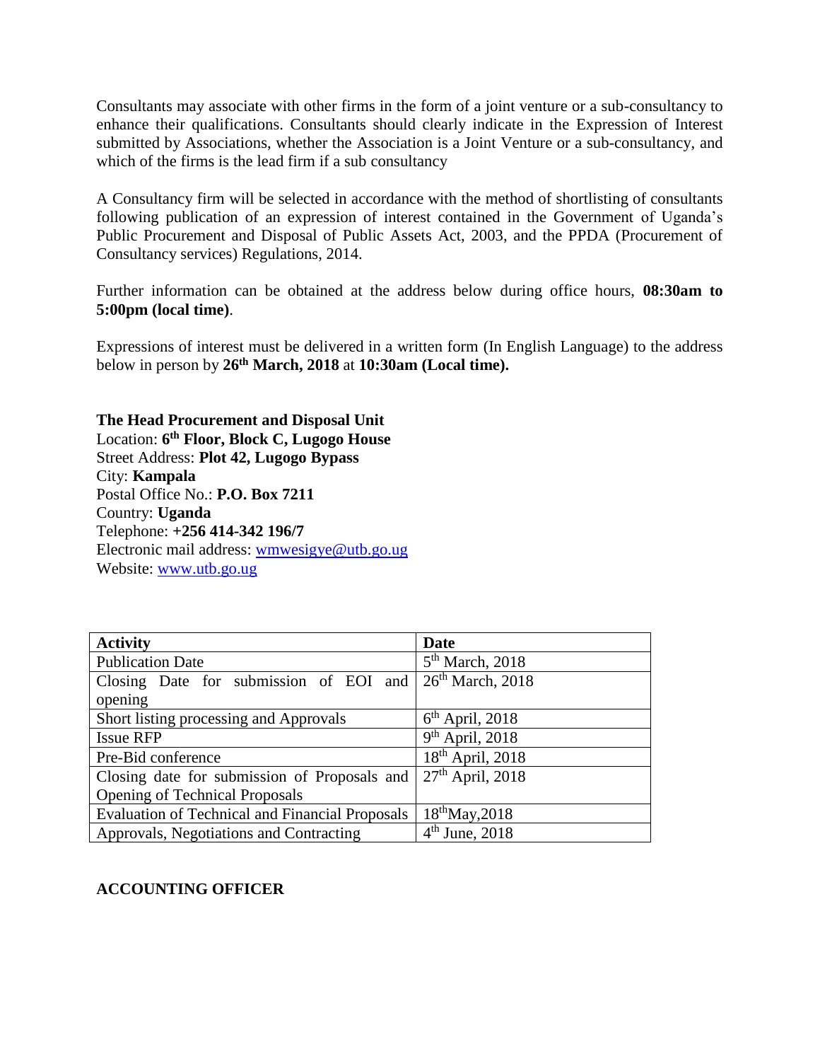Consultants may associate with other firms in the form of a joint venture or a sub-consultancy to enhance their qualifications. Consultants should clearly indicate in the Expression of Interest submitted by Associations, whether the Association is a Joint Venture or a sub-consultancy, and which of the firms is the lead firm if a sub consultancy

A Consultancy firm will be selected in accordance with the method of shortlisting of consultants following publication of an expression of interest contained in the Government of Uganda's Public Procurement and Disposal of Public Assets Act, 2003, and the PPDA (Procurement of Consultancy services) Regulations, 2014.

Further information can be obtained at the address below during office hours, **08:30am to 5:00pm (local time)**.

Expressions of interest must be delivered in a written form (In English Language) to the address below in person by **26th March, 2018** at **10:30am (Local time).**

**The Head Procurement and Disposal Unit**
Location: **6th Floor, Block C, Lugogo House**
Street Address: **Plot 42, Lugogo Bypass**
City: **Kampala**
Postal Office No.: **P.O. Box 7211**
Country: **Uganda**
Telephone: **+256 414-342 196/7**
Electronic mail address: wmwesigye@utb.go.ug
Website: www.utb.go.ug

| Activity | Date |
|---|---|
| Publication Date | 5th March, 2018 |
| Closing Date for submission of EOI and opening | 26th March, 2018 |
| Short listing processing and Approvals | 6th April, 2018 |
| Issue RFP | 9th April, 2018 |
| Pre-Bid conference | 18th April, 2018 |
| Closing date for submission of Proposals and Opening of Technical Proposals | 27th April, 2018 |
| Evaluation of Technical and Financial Proposals | 18thMay,2018 |
| Approvals, Negotiations and Contracting | 4th June, 2018 |

**ACCOUNTING OFFICER**